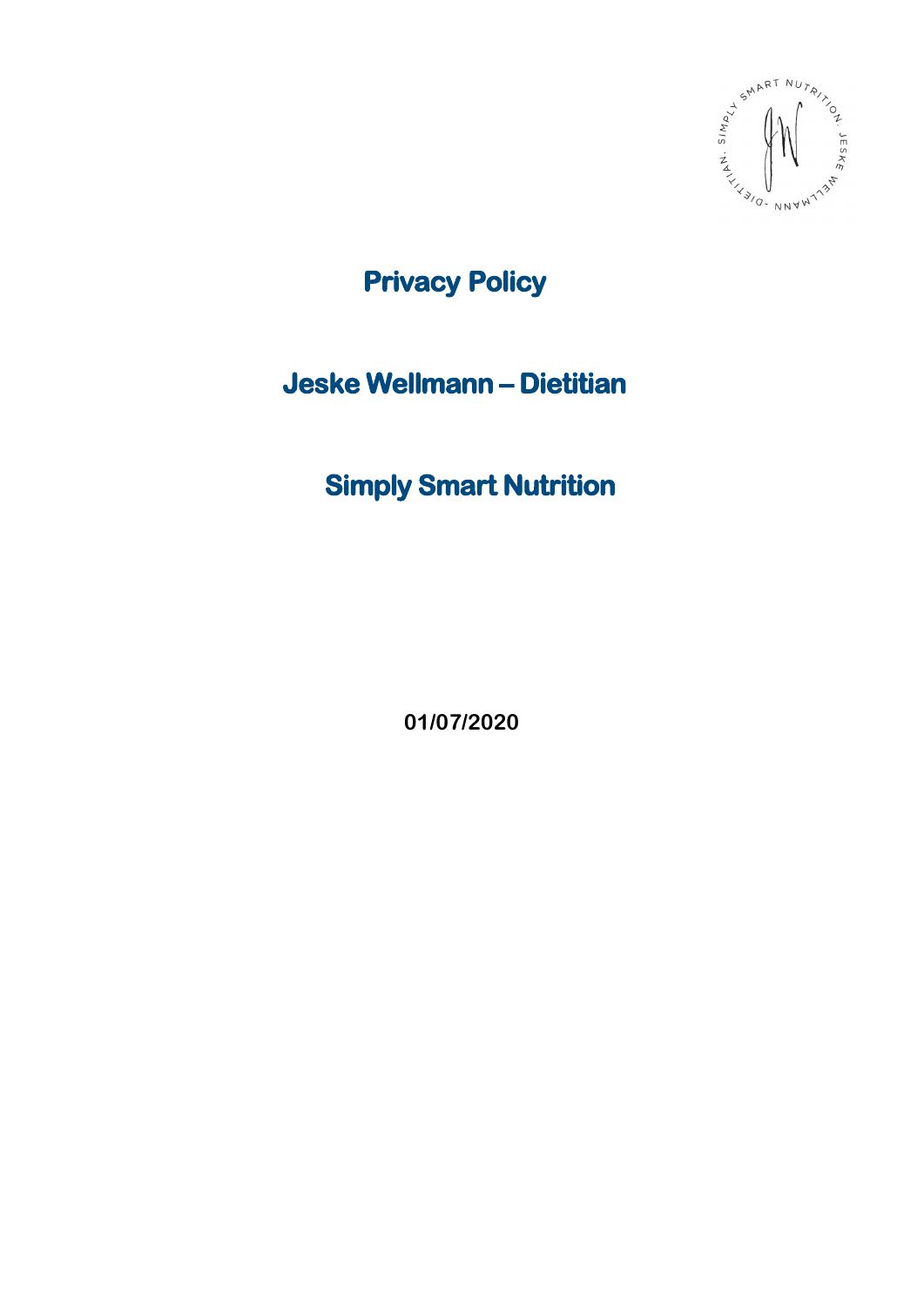# Privacy Policy

## Jeske Wellmann – Dietitian

## Simply Smart Nutrition

**01/07/2020**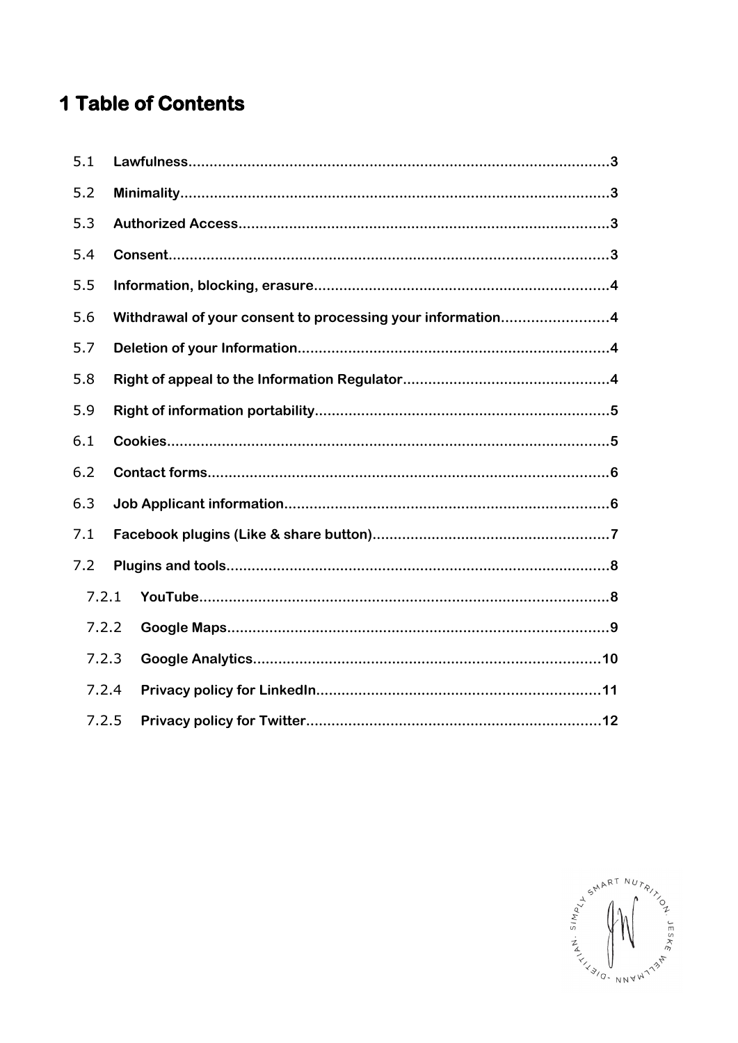# 1 Table of Contents

5.1 **Lawfulness** ..... 3

5.2 **Minimality** ..... 3

5.3 **Authorized Access** ..... 3

5.4 **Consent** ..... 3

5.5 **Information, blocking, erasure** ..... 4

5.6 **Withdrawal of your consent to processing your information** ..... 4

5.7 **Deletion of your Information** ..... 4

5.8 **Right of appeal to the Information Regulator** ..... 4

5.9 **Right of information portability** ..... 5

6.1 **Cookies** ..... 5

6.2 **Contact forms** ..... 6

6.3 **Job Applicant information** ..... 6

7.1 **Facebook plugins (Like & share button)** ..... 7

7.2 **Plugins and tools** ..... 8

- 7.2.1 **YouTube** ..... 8
- 7.2.2 **Google Maps** ..... 9
- 7.2.3 **Google Analytics** ..... 10
- 7.2.4 **Privacy policy for LinkedIn** ..... 11
- 7.2.5 **Privacy policy for Twitter** ..... 12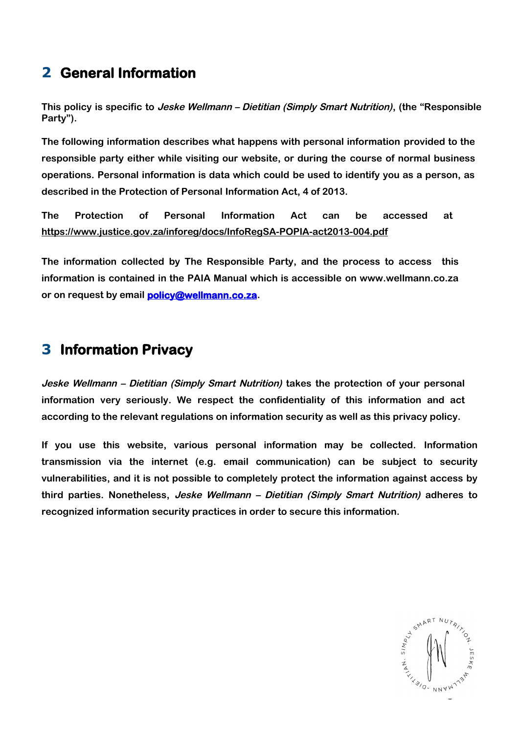## 2 General Information

**This policy is specific to *Jeske Wellmann – Dietitian (Simply Smart Nutrition)*, (the "Responsible Party").**

**The following information describes what happens with personal information provided to the responsible party either while visiting our website, or during the course of normal business operations. Personal information is data which could be used to identify you as a person, as described in the Protection of Personal Information Act, 4 of 2013.**

**The Protection of Personal Information Act can be accessed at https://www.justice.gov.za/inforeg/docs/InfoRegSA-POPIA-act2013-004.pdf**

**The information collected by The Responsible Party, and the process to access this information is contained in the PAIA Manual which is accessible on www.wellmann.co.za or on request by email policy@wellmann.co.za.**

## 3 Information Privacy

***Jeske Wellmann – Dietitian (Simply Smart Nutrition)* takes the protection of your personal information very seriously. We respect the confidentiality of this information and act according to the relevant regulations on information security as well as this privacy policy.**

**If you use this website, various personal information may be collected. Information transmission via the internet (e.g. email communication) can be subject to security vulnerabilities, and it is not possible to completely protect the information against access by third parties. Nonetheless, *Jeske Wellmann – Dietitian (Simply Smart Nutrition)* adheres to recognized information security practices in order to secure this information.**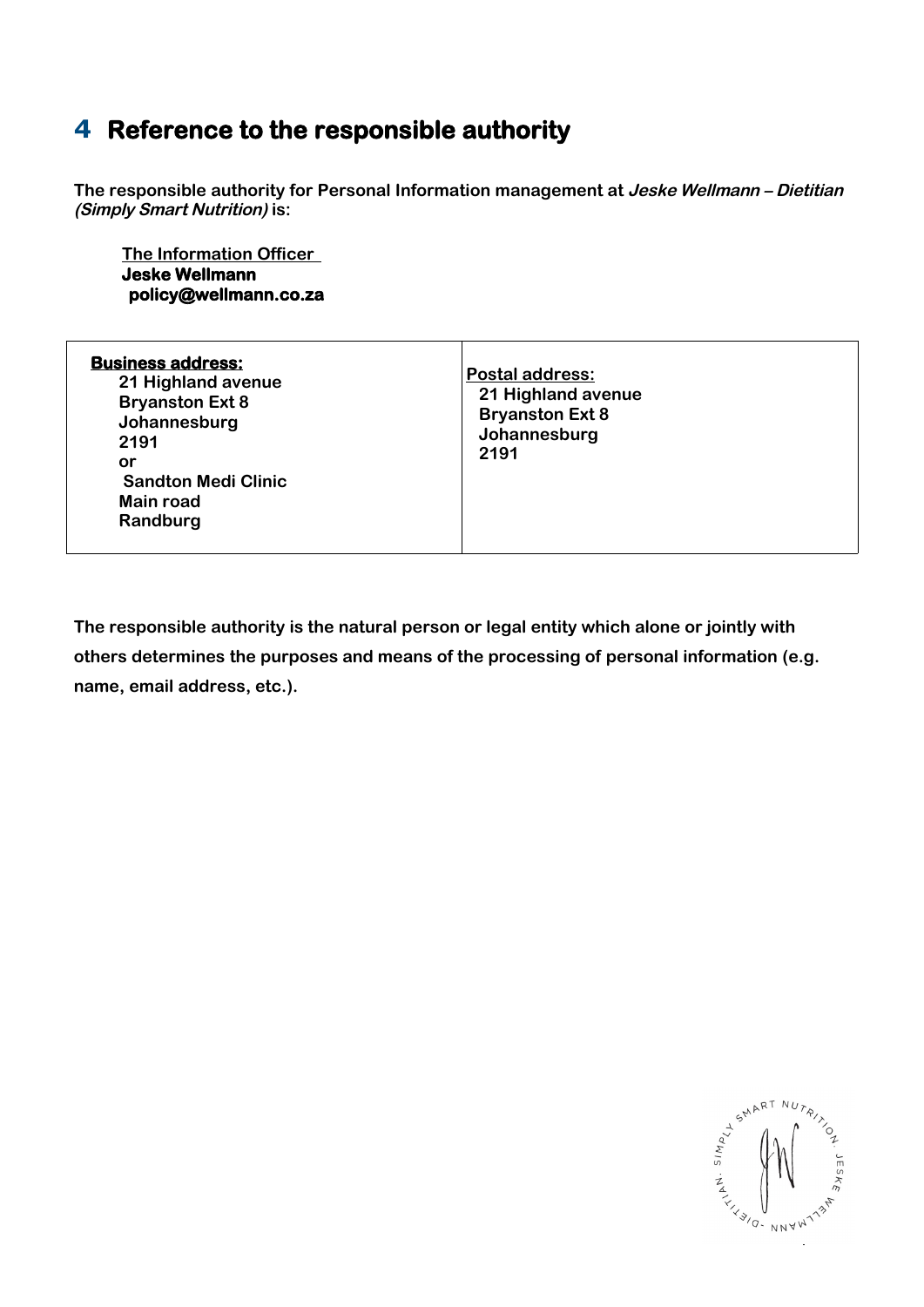# 4 Reference to the responsible authority

**The responsible authority for Personal Information management at *Jeske Wellmann – Dietitian (Simply Smart Nutrition)* is:**

**The Information Officer**
**Jeske Wellmann**
**policy@wellmann.co.za**

| **Business address:**<br>21 Highland avenue<br>Bryanston Ext 8<br>Johannesburg<br>2191<br>or<br>Sandton Medi Clinic<br>Main road<br>Randburg | **Postal address:**<br>21 Highland avenue<br>Bryanston Ext 8<br>Johannesburg<br>2191 |
|---|---|

**The responsible authority is the natural person or legal entity which alone or jointly with others determines the purposes and means of the processing of personal information (e.g. name, email address, etc.).**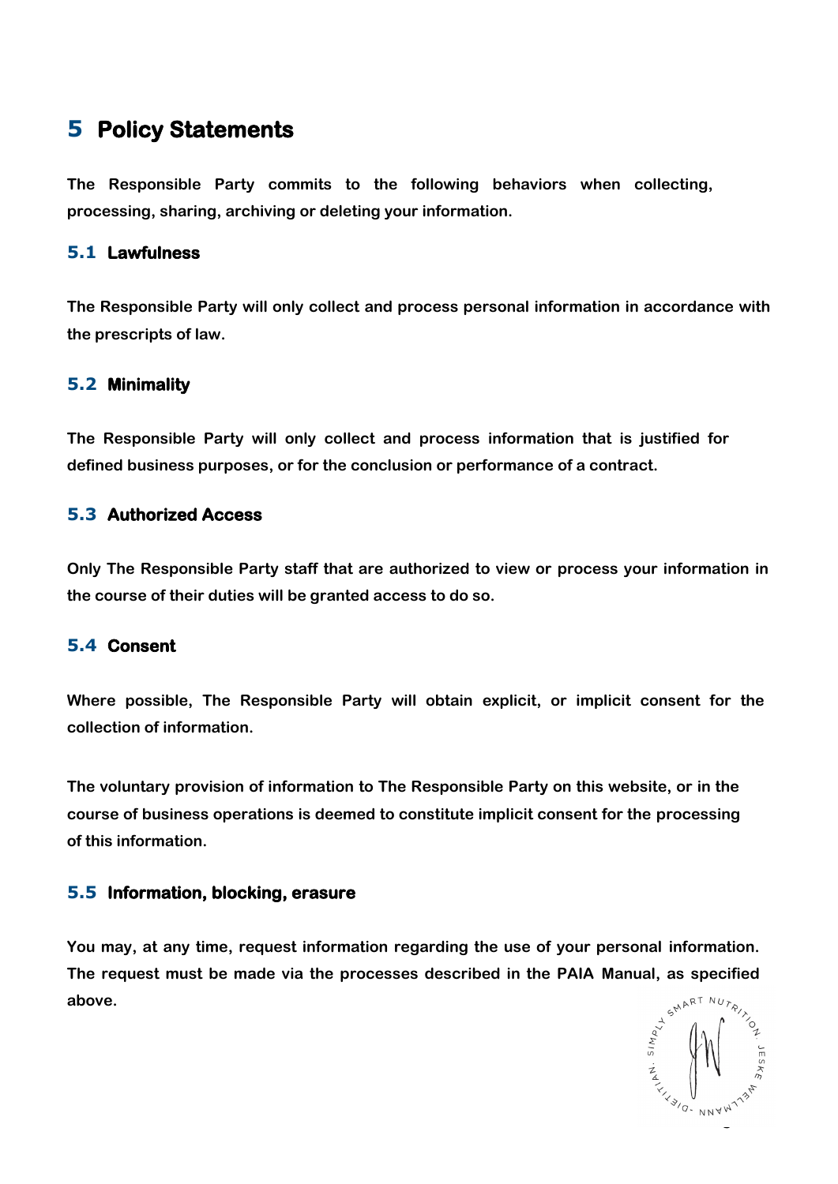# 5 Policy Statements

**The Responsible Party commits to the following behaviors when collecting, processing, sharing, archiving or deleting your information.**

## 5.1 Lawfulness

**The Responsible Party will only collect and process personal information in accordance with the prescripts of law.**

## 5.2 Minimality

**The Responsible Party will only collect and process information that is justified for defined business purposes, or for the conclusion or performance of a contract.**

## 5.3 Authorized Access

**Only The Responsible Party staff that are authorized to view or process your information in the course of their duties will be granted access to do so.**

## 5.4 Consent

**Where possible, The Responsible Party will obtain explicit, or implicit consent for the collection of information.**

**The voluntary provision of information to The Responsible Party on this website, or in the course of business operations is deemed to constitute implicit consent for the processing of this information.**

## 5.5 Information, blocking, erasure

**You may, at any time, request information regarding the use of your personal information. The request must be made via the processes described in the PAIA Manual, as specified above.**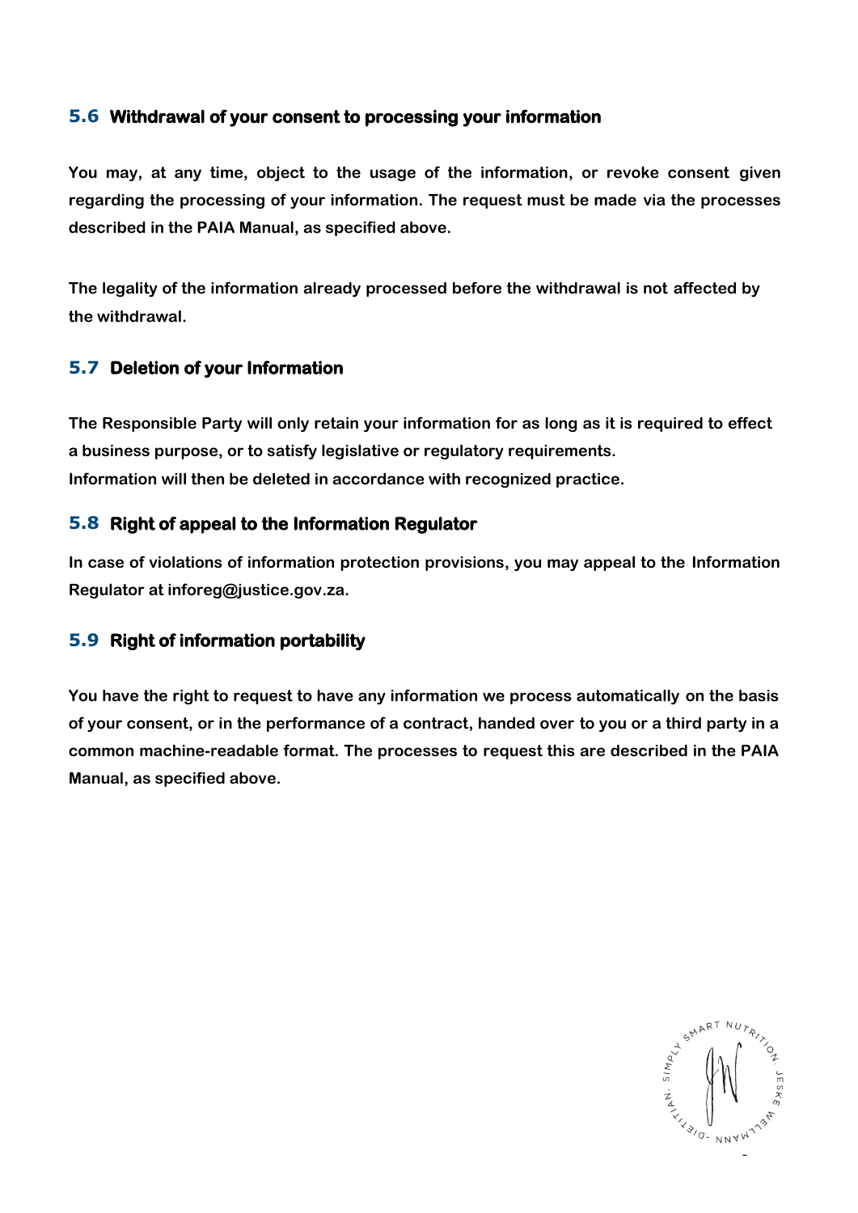### 5.6 Withdrawal of your consent to processing your information

**You may, at any time, object to the usage of the information, or revoke consent given regarding the processing of your information. The request must be made via the processes described in the PAIA Manual, as specified above.**

**The legality of the information already processed before the withdrawal is not affected by the withdrawal.**

### 5.7 Deletion of your Information

**The Responsible Party will only retain your information for as long as it is required to effect a business purpose, or to satisfy legislative or regulatory requirements.**
**Information will then be deleted in accordance with recognized practice.**

### 5.8 Right of appeal to the Information Regulator

**In case of violations of information protection provisions, you may appeal to the Information Regulator at inforeg@justice.gov.za.**

### 5.9 Right of information portability

**You have the right to request to have any information we process automatically on the basis of your consent, or in the performance of a contract, handed over to you or a third party in a common machine-readable format. The processes to request this are described in the PAIA Manual, as specified above.**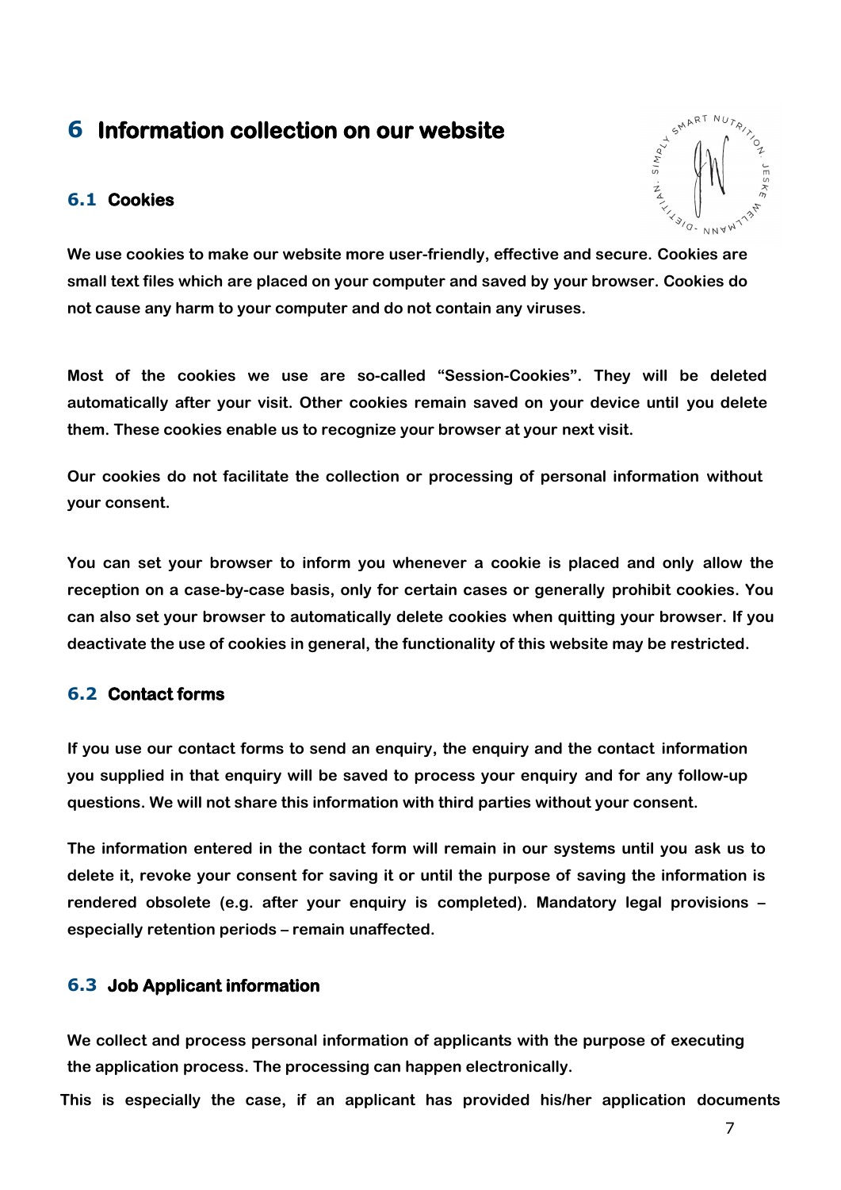## 6 Information collection on our website

### 6.1 Cookies

We use cookies to make our website more user-friendly, effective and secure. Cookies are small text files which are placed on your computer and saved by your browser. Cookies do not cause any harm to your computer and do not contain any viruses.

Most of the cookies we use are so-called “Session-Cookies”. They will be deleted automatically after your visit. Other cookies remain saved on your device until you delete them. These cookies enable us to recognize your browser at your next visit.

Our cookies do not facilitate the collection or processing of personal information without your consent.

You can set your browser to inform you whenever a cookie is placed and only allow the reception on a case-by-case basis, only for certain cases or generally prohibit cookies. You can also set your browser to automatically delete cookies when quitting your browser. If you deactivate the use of cookies in general, the functionality of this website may be restricted.

### 6.2 Contact forms

If you use our contact forms to send an enquiry, the enquiry and the contact information you supplied in that enquiry will be saved to process your enquiry and for any follow-up questions. We will not share this information with third parties without your consent.

The information entered in the contact form will remain in our systems until you ask us to delete it, revoke your consent for saving it or until the purpose of saving the information is rendered obsolete (e.g. after your enquiry is completed). Mandatory legal provisions – especially retention periods – remain unaffected.

### 6.3 Job Applicant information

We collect and process personal information of applicants with the purpose of executing the application process. The processing can happen electronically.

This is especially the case, if an applicant has provided his/her application documents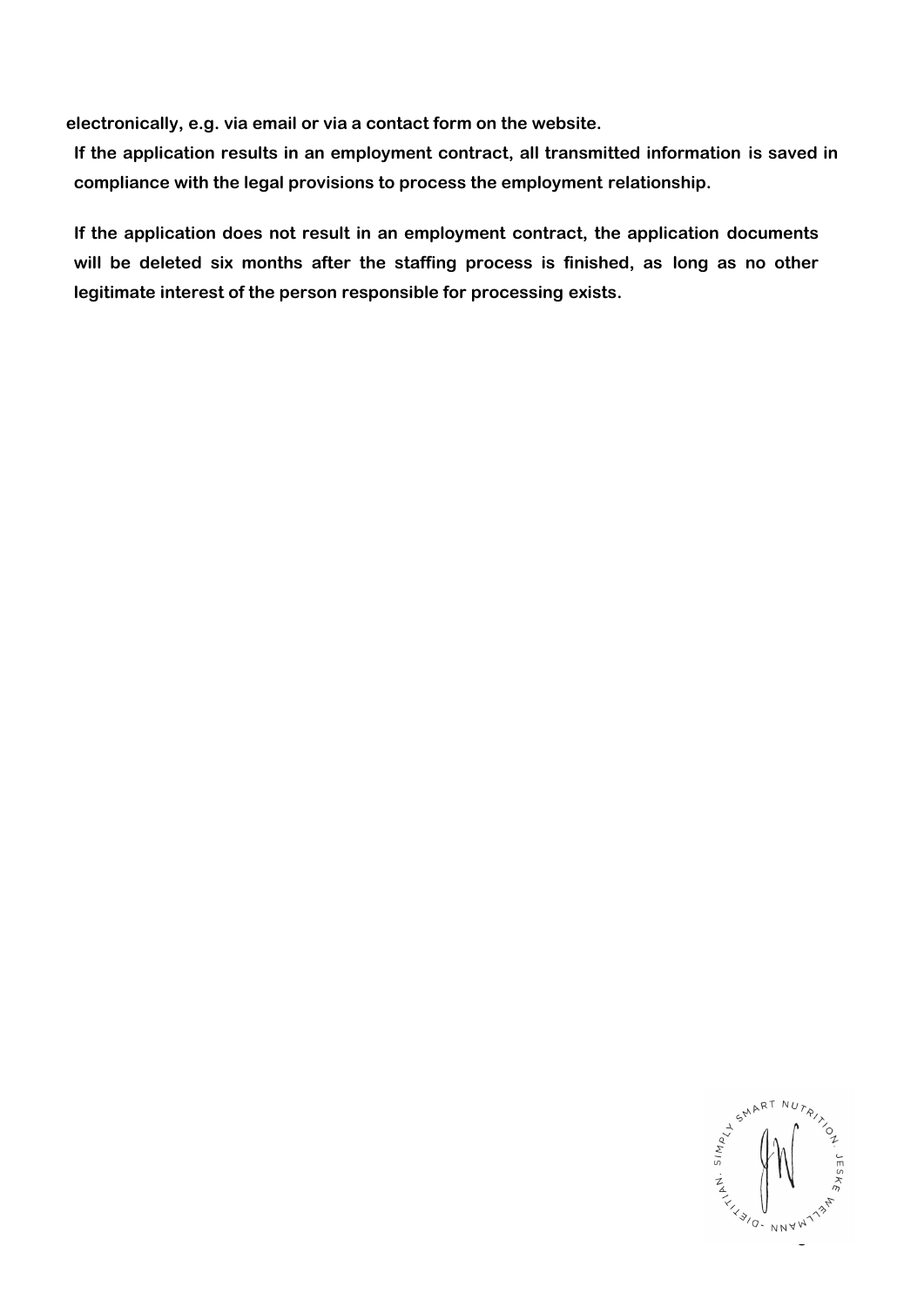**electronically, e.g. via email or via a contact form on the website.**

**If the application results in an employment contract, all transmitted information is saved in compliance with the legal provisions to process the employment relationship.**

**If the application does not result in an employment contract, the application documents will be deleted six months after the staffing process is finished, as long as no other legitimate interest of the person responsible for processing exists.**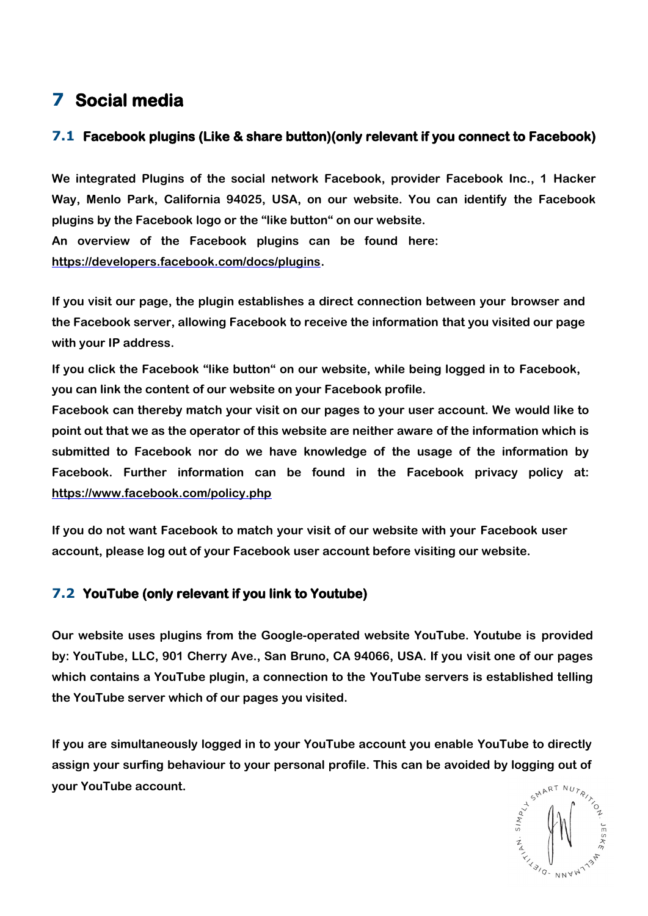# 7 Social media

## 7.1 Facebook plugins (Like & share button)(only relevant if you connect to Facebook)

**We integrated Plugins of the social network Facebook, provider Facebook Inc., 1 Hacker Way, Menlo Park, California 94025, USA, on our website. You can identify the Facebook plugins by the Facebook logo or the "like button" on our website.**
**An overview of the Facebook plugins can be found here: https://developers.facebook.com/docs/plugins.**

**If you visit our page, the plugin establishes a direct connection between your browser and the Facebook server, allowing Facebook to receive the information that you visited our page with your IP address.**

**If you click the Facebook "like button" on our website, while being logged in to Facebook, you can link the content of our website on your Facebook profile.**
**Facebook can thereby match your visit on our pages to your user account. We would like to point out that we as the operator of this website are neither aware of the information which is submitted to Facebook nor do we have knowledge of the usage of the information by Facebook. Further information can be found in the Facebook privacy policy at: https://www.facebook.com/policy.php**

**If you do not want Facebook to match your visit of our website with your Facebook user account, please log out of your Facebook user account before visiting our website.**

## 7.2 YouTube (only relevant if you link to Youtube)

**Our website uses plugins from the Google-operated website YouTube. Youtube is provided by: YouTube, LLC, 901 Cherry Ave., San Bruno, CA 94066, USA. If you visit one of our pages which contains a YouTube plugin, a connection to the YouTube servers is established telling the YouTube server which of our pages you visited.**

**If you are simultaneously logged in to your YouTube account you enable YouTube to directly assign your surfing behaviour to your personal profile. This can be avoided by logging out of your YouTube account.**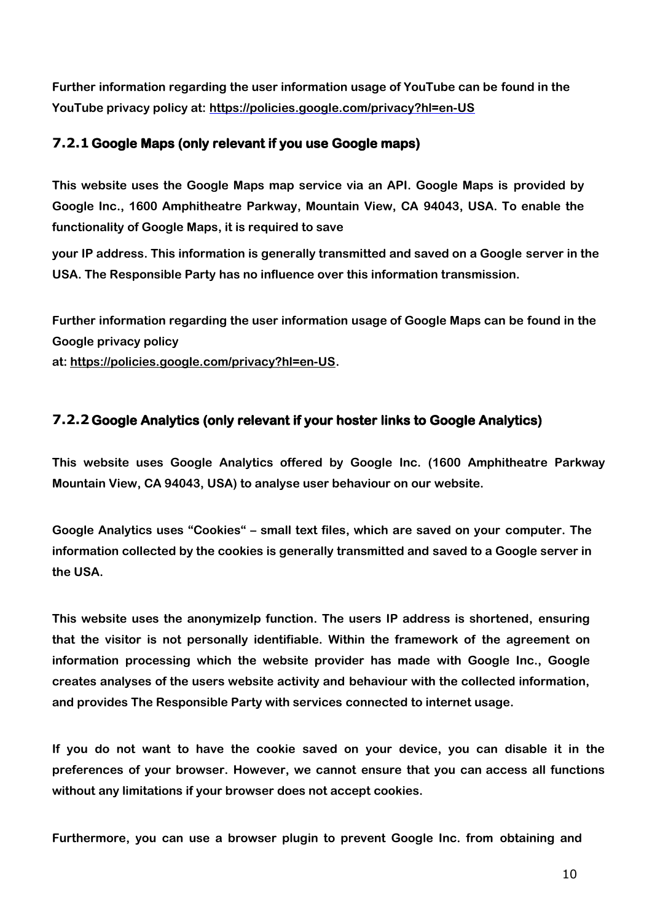**Further information regarding the user information usage of YouTube can be found in the YouTube privacy policy at: https://policies.google.com/privacy?hl=en-US**

### 7.2.1 Google Maps (only relevant if you use Google maps)

**This website uses the Google Maps map service via an API. Google Maps is provided by Google Inc., 1600 Amphitheatre Parkway, Mountain View, CA 94043, USA. To enable the functionality of Google Maps, it is required to save**

**your IP address. This information is generally transmitted and saved on a Google server in the USA. The Responsible Party has no influence over this information transmission.**

**Further information regarding the user information usage of Google Maps can be found in the Google privacy policy at: https://policies.google.com/privacy?hl=en-US.**

### 7.2.2 Google Analytics (only relevant if your hoster links to Google Analytics)

**This website uses Google Analytics offered by Google Inc. (1600 Amphitheatre Parkway Mountain View, CA 94043, USA) to analyse user behaviour on our website.**

**Google Analytics uses "Cookies" – small text files, which are saved on your computer. The information collected by the cookies is generally transmitted and saved to a Google server in the USA.**

**This website uses the anonymizeIp function. The users IP address is shortened, ensuring that the visitor is not personally identifiable. Within the framework of the agreement on information processing which the website provider has made with Google Inc., Google creates analyses of the users website activity and behaviour with the collected information, and provides The Responsible Party with services connected to internet usage.**

**If you do not want to have the cookie saved on your device, you can disable it in the preferences of your browser. However, we cannot ensure that you can access all functions without any limitations if your browser does not accept cookies.**

**Furthermore, you can use a browser plugin to prevent Google Inc. from obtaining and**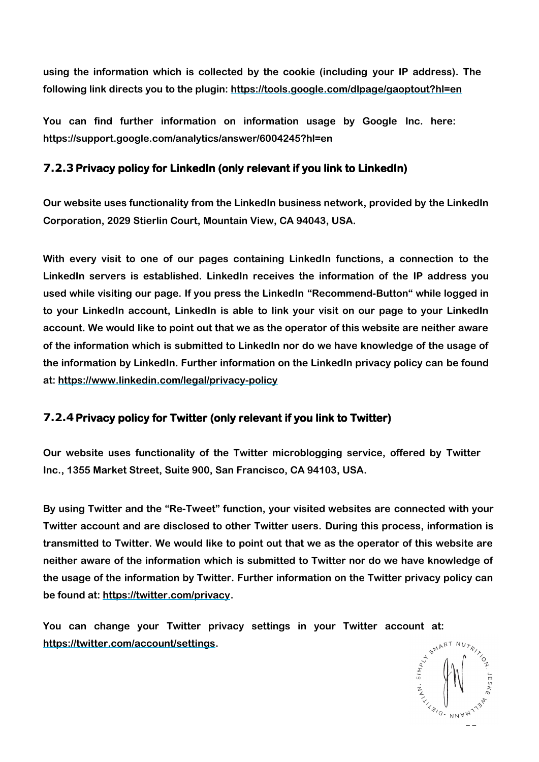**using the information which is collected by the cookie (including your IP address). The following link directs you to the plugin: https://tools.google.com/dlpage/gaoptout?hl=en**

**You can find further information on information usage by Google Inc. here: https://support.google.com/analytics/answer/6004245?hl=en**

### 7.2.3 Privacy policy for LinkedIn (only relevant if you link to LinkedIn)

**Our website uses functionality from the LinkedIn business network, provided by the LinkedIn Corporation, 2029 Stierlin Court, Mountain View, CA 94043, USA.**

**With every visit to one of our pages containing LinkedIn functions, a connection to the LinkedIn servers is established. LinkedIn receives the information of the IP address you used while visiting our page. If you press the LinkedIn "Recommend-Button" while logged in to your LinkedIn account, LinkedIn is able to link your visit on our page to your LinkedIn account. We would like to point out that we as the operator of this website are neither aware of the information which is submitted to LinkedIn nor do we have knowledge of the usage of the information by LinkedIn. Further information on the LinkedIn privacy policy can be found at: https://www.linkedin.com/legal/privacy-policy**

### 7.2.4 Privacy policy for Twitter (only relevant if you link to Twitter)

**Our website uses functionality of the Twitter microblogging service, offered by Twitter Inc., 1355 Market Street, Suite 900, San Francisco, CA 94103, USA.**

**By using Twitter and the "Re-Tweet" function, your visited websites are connected with your Twitter account and are disclosed to other Twitter users. During this process, information is transmitted to Twitter. We would like to point out that we as the operator of this website are neither aware of the information which is submitted to Twitter nor do we have knowledge of the usage of the information by Twitter. Further information on the Twitter privacy policy can be found at: https://twitter.com/privacy.**

**You can change your Twitter privacy settings in your Twitter account at: https://twitter.com/account/settings.**